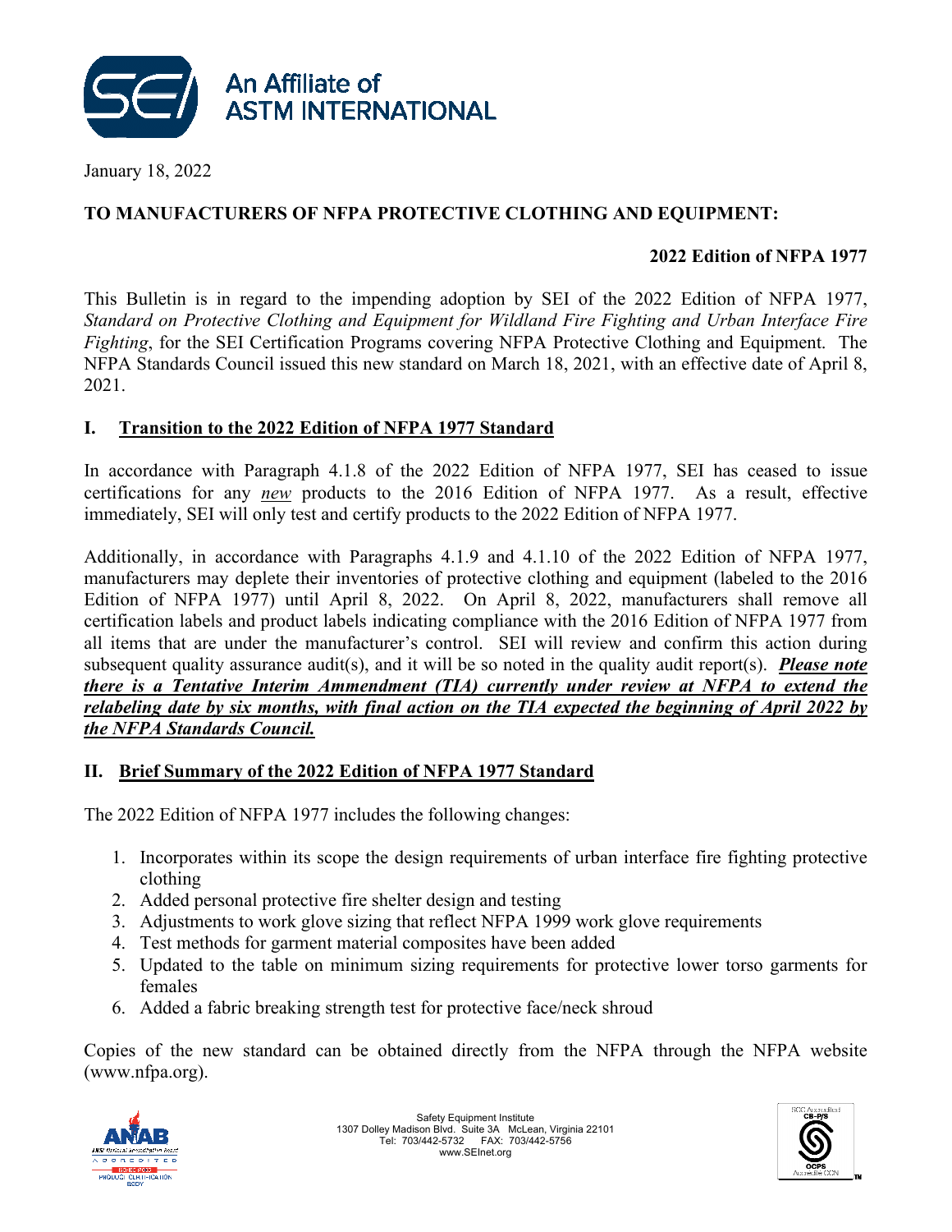An Affiliate of ASTM INTERNATIONAL

January 18, 2022

**TO MANUFACTURERS OF NFPA PROTECTIVE CLOTHING AND EQUIPMENT:**

**2022 Edition of NFPA 1977**

This Bulletin is in regard to the impending adoption by SEI of the 2022 Edition of NFPA 1977, *Standard on Protective Clothing and Equipment for Wildland Fire Fighting and Urban Interface Fire Fighting*, for the SEI Certification Programs covering NFPA Protective Clothing and Equipment. The NFPA Standards Council issued this new standard on March 18, 2021, with an effective date of April 8, 2021.

## I. Transition to the 2022 Edition of NFPA 1977 Standard

In accordance with Paragraph 4.1.8 of the 2022 Edition of NFPA 1977, SEI has ceased to issue certifications for any ***new*** products to the 2016 Edition of NFPA 1977. As a result, effective immediately, SEI will only test and certify products to the 2022 Edition of NFPA 1977.

Additionally, in accordance with Paragraphs 4.1.9 and 4.1.10 of the 2022 Edition of NFPA 1977, manufacturers may deplete their inventories of protective clothing and equipment (labeled to the 2016 Edition of NFPA 1977) until April 8, 2022. On April 8, 2022, manufacturers shall remove all certification labels and product labels indicating compliance with the 2016 Edition of NFPA 1977 from all items that are under the manufacturer's control. SEI will review and confirm this action during subsequent quality assurance audit(s), and it will be so noted in the quality audit report(s). ***Please note there is a Tentative Interim Ammendment (TIA) currently under review at NFPA to extend the relabeling date by six months, with final action on the TIA expected the beginning of April 2022 by the NFPA Standards Council.***

## II. Brief Summary of the 2022 Edition of NFPA 1977 Standard

The 2022 Edition of NFPA 1977 includes the following changes:

1. Incorporates within its scope the design requirements of urban interface fire fighting protective clothing
2. Added personal protective fire shelter design and testing
3. Adjustments to work glove sizing that reflect NFPA 1999 work glove requirements
4. Test methods for garment material composites have been added
5. Updated to the table on minimum sizing requirements for protective lower torso garments for females
6. Added a fabric breaking strength test for protective face/neck shroud

Copies of the new standard can be obtained directly from the NFPA through the NFPA website (www.nfpa.org).

Safety Equipment Institute
1307 Dolley Madison Blvd. Suite 3A McLean, Virginia 22101
Tel: 703/442-5732 FAX: 703/442-5756
www.SEInet.org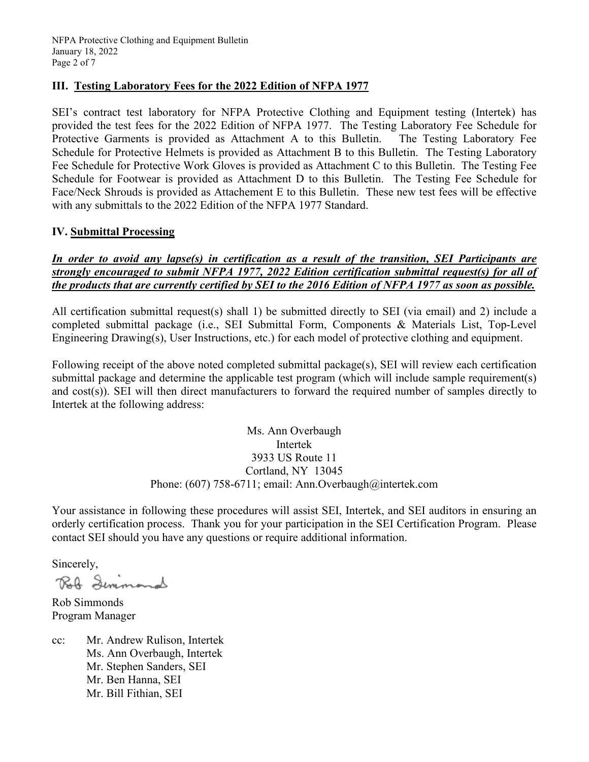## III. <u>Testing Laboratory Fees for the 2022 Edition of NFPA 1977</u>

SEI's contract test laboratory for NFPA Protective Clothing and Equipment testing (Intertek) has provided the test fees for the 2022 Edition of NFPA 1977. The Testing Laboratory Fee Schedule for Protective Garments is provided as Attachment A to this Bulletin. The Testing Laboratory Fee Schedule for Protective Helmets is provided as Attachment B to this Bulletin. The Testing Laboratory Fee Schedule for Protective Work Gloves is provided as Attachment C to this Bulletin. The Testing Fee Schedule for Footwear is provided as Attachment D to this Bulletin. The Testing Fee Schedule for Face/Neck Shrouds is provided as Attachement E to this Bulletin. These new test fees will be effective with any submittals to the 2022 Edition of the NFPA 1977 Standard.

## IV. <u>Submittal Processing</u>

***<u>In order to avoid any lapse(s) in certification as a result of the transition, SEI Participants are strongly encouraged to submit NFPA 1977, 2022 Edition certification submittal request(s) for all of the products that are currently certified by SEI to the 2016 Edition of NFPA 1977 as soon as possible.</u>***

All certification submittal request(s) shall 1) be submitted directly to SEI (via email) and 2) include a completed submittal package (i.e., SEI Submittal Form, Components & Materials List, Top-Level Engineering Drawing(s), User Instructions, etc.) for each model of protective clothing and equipment.

Following receipt of the above noted completed submittal package(s), SEI will review each certification submittal package and determine the applicable test program (which will include sample requirement(s) and cost(s)). SEI will then direct manufacturers to forward the required number of samples directly to Intertek at the following address:

Ms. Ann Overbaugh
Intertek
3933 US Route 11
Cortland, NY 13045
Phone: (607) 758-6711; email: Ann.Overbaugh@intertek.com

Your assistance in following these procedures will assist SEI, Intertek, and SEI auditors in ensuring an orderly certification process. Thank you for your participation in the SEI Certification Program. Please contact SEI should you have any questions or require additional information.

Sincerely,

Rob Simmonds
Program Manager

cc: Mr. Andrew Rulison, Intertek
Ms. Ann Overbaugh, Intertek
Mr. Stephen Sanders, SEI
Mr. Ben Hanna, SEI
Mr. Bill Fithian, SEI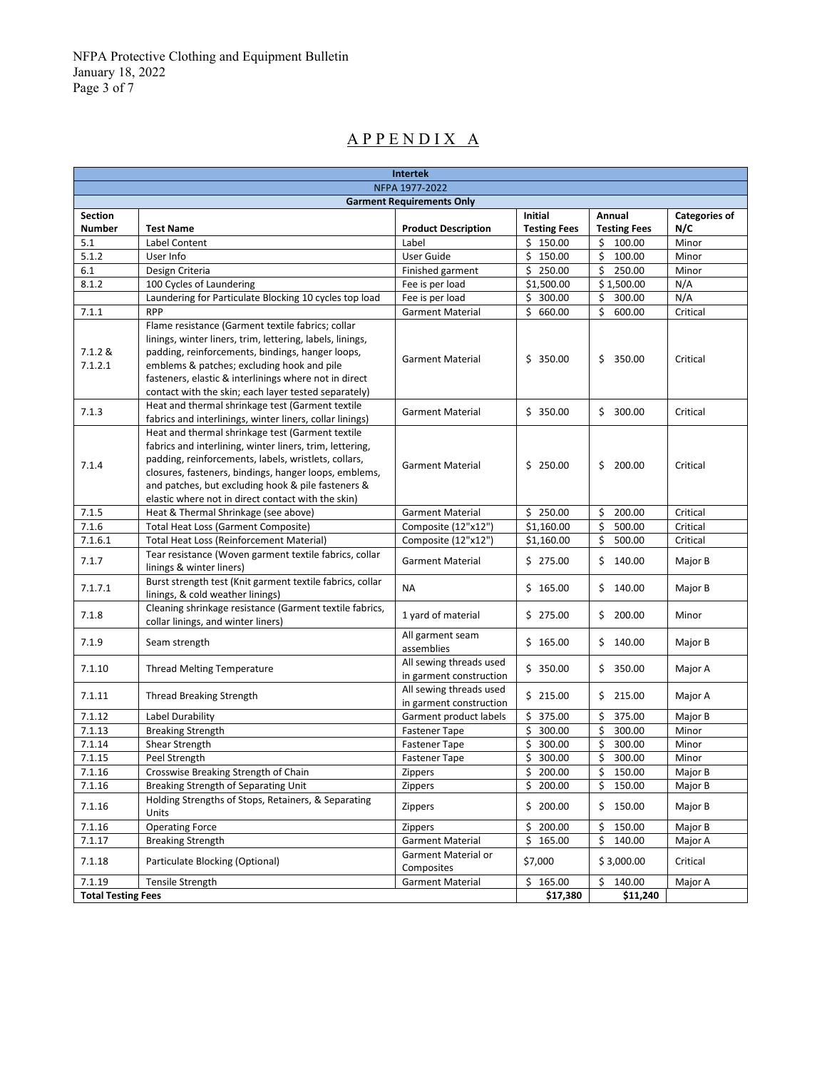# APPENDIX A

| Intertek | | | | | |
|---|---|---|---|---|---|
| NFPA 1977-2022 | | | | | |
| Garment Requirements Only | | | | | |
| **Section Number** | **Test Name** | **Product Description** | **Initial Testing Fees** | **Annual Testing Fees** | **Categories of N/C** |
| 5.1 | Label Content | Label | $ 150.00 | $ 100.00 | Minor |
| 5.1.2 | User Info | User Guide | $ 150.00 | $ 100.00 | Minor |
| 6.1 | Design Criteria | Finished garment | $ 250.00 | $ 250.00 | Minor |
| 8.1.2 | 100 Cycles of Laundering | Fee is per load | $1,500.00 | $ 1,500.00 | N/A |
| | Laundering for Particulate Blocking 10 cycles top load | Fee is per load | $ 300.00 | $ 300.00 | N/A |
| 7.1.1 | RPP | Garment Material | $ 660.00 | $ 600.00 | Critical |
| 7.1.2 & 7.1.2.1 | Flame resistance (Garment textile fabrics; collar linings, winter liners, trim, lettering, labels, linings, padding, reinforcements, bindings, hanger loops, emblems & patches; excluding hook and pile fasteners, elastic & interlinings where not in direct contact with the skin; each layer tested separately) | Garment Material | $ 350.00 | $ 350.00 | Critical |
| 7.1.3 | Heat and thermal shrinkage test (Garment textile fabrics and interlinings, winter liners, collar linings) | Garment Material | $ 350.00 | $ 300.00 | Critical |
| 7.1.4 | Heat and thermal shrinkage test (Garment textile fabrics and interlining, winter liners, trim, lettering, padding, reinforcements, labels, wristlets, collars, closures, fasteners, bindings, hanger loops, emblems, and patches, but excluding hook & pile fasteners & elastic where not in direct contact with the skin) | Garment Material | $ 250.00 | $ 200.00 | Critical |
| 7.1.5 | Heat & Thermal Shrinkage (see above) | Garment Material | $ 250.00 | $ 200.00 | Critical |
| 7.1.6 | Total Heat Loss (Garment Composite) | Composite (12"x12") | $1,160.00 | $ 500.00 | Critical |
| 7.1.6.1 | Total Heat Loss (Reinforcement Material) | Composite (12"x12") | $1,160.00 | $ 500.00 | Critical |
| 7.1.7 | Tear resistance (Woven garment textile fabrics, collar linings & winter liners) | Garment Material | $ 275.00 | $ 140.00 | Major B |
| 7.1.7.1 | Burst strength test (Knit garment textile fabrics, collar linings, & cold weather linings) | NA | $ 165.00 | $ 140.00 | Major B |
| 7.1.8 | Cleaning shrinkage resistance (Garment textile fabrics, collar linings, and winter liners) | 1 yard of material | $ 275.00 | $ 200.00 | Minor |
| 7.1.9 | Seam strength | All garment seam assemblies | $ 165.00 | $ 140.00 | Major B |
| 7.1.10 | Thread Melting Temperature | All sewing threads used in garment construction | $ 350.00 | $ 350.00 | Major A |
| 7.1.11 | Thread Breaking Strength | All sewing threads used in garment construction | $ 215.00 | $ 215.00 | Major A |
| 7.1.12 | Label Durability | Garment product labels | $ 375.00 | $ 375.00 | Major B |
| 7.1.13 | Breaking Strength | Fastener Tape | $ 300.00 | $ 300.00 | Minor |
| 7.1.14 | Shear Strength | Fastener Tape | $ 300.00 | $ 300.00 | Minor |
| 7.1.15 | Peel Strength | Fastener Tape | $ 300.00 | $ 300.00 | Minor |
| 7.1.16 | Crosswise Breaking Strength of Chain | Zippers | $ 200.00 | $ 150.00 | Major B |
| 7.1.16 | Breaking Strength of Separating Unit | Zippers | $ 200.00 | $ 150.00 | Major B |
| 7.1.16 | Holding Strengths of Stops, Retainers, & Separating Units | Zippers | $ 200.00 | $ 150.00 | Major B |
| 7.1.16 | Operating Force | Zippers | $ 200.00 | $ 150.00 | Major B |
| 7.1.17 | Breaking Strength | Garment Material | $ 165.00 | $ 140.00 | Major A |
| 7.1.18 | Particulate Blocking (Optional) | Garment Material or Composites | $7,000 | $ 3,000.00 | Critical |
| 7.1.19 | Tensile Strength | Garment Material | $ 165.00 | $ 140.00 | Major A |
| **Total Testing Fees** | | | **$17,380** | **$11,240** | |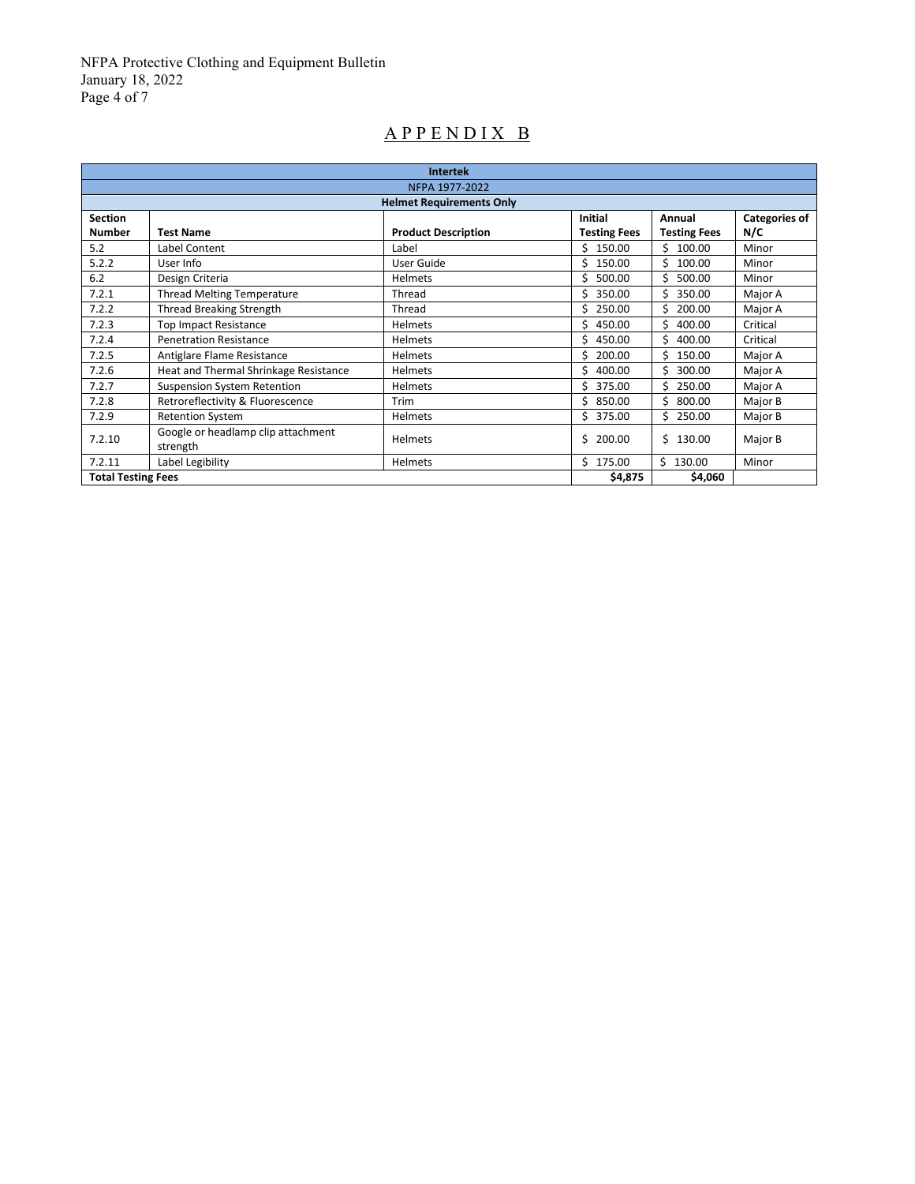# APPENDIX B

| Intertek | | | | | |
|---|---|---|---|---|---|
| NFPA 1977-2022 | | | | | |
| Helmet Requirements Only | | | | | |
| **Section Number** | **Test Name** | **Product Description** | **Initial Testing Fees** | **Annual Testing Fees** | **Categories of N/C** |
| 5.2 | Label Content | Label | $ 150.00 | $ 100.00 | Minor |
| 5.2.2 | User Info | User Guide | $ 150.00 | $ 100.00 | Minor |
| 6.2 | Design Criteria | Helmets | $ 500.00 | $ 500.00 | Minor |
| 7.2.1 | Thread Melting Temperature | Thread | $ 350.00 | $ 350.00 | Major A |
| 7.2.2 | Thread Breaking Strength | Thread | $ 250.00 | $ 200.00 | Major A |
| 7.2.3 | Top Impact Resistance | Helmets | $ 450.00 | $ 400.00 | Critical |
| 7.2.4 | Penetration Resistance | Helmets | $ 450.00 | $ 400.00 | Critical |
| 7.2.5 | Antiglare Flame Resistance | Helmets | $ 200.00 | $ 150.00 | Major A |
| 7.2.6 | Heat and Thermal Shrinkage Resistance | Helmets | $ 400.00 | $ 300.00 | Major A |
| 7.2.7 | Suspension System Retention | Helmets | $ 375.00 | $ 250.00 | Major A |
| 7.2.8 | Retroreflectivity & Fluorescence | Trim | $ 850.00 | $ 800.00 | Major B |
| 7.2.9 | Retention System | Helmets | $ 375.00 | $ 250.00 | Major B |
| 7.2.10 | Google or headlamp clip attachment strength | Helmets | $ 200.00 | $ 130.00 | Major B |
| 7.2.11 | Label Legibility | Helmets | $ 175.00 | $ 130.00 | Minor |
| **Total Testing Fees** | | | **$4,875** | **$4,060** | |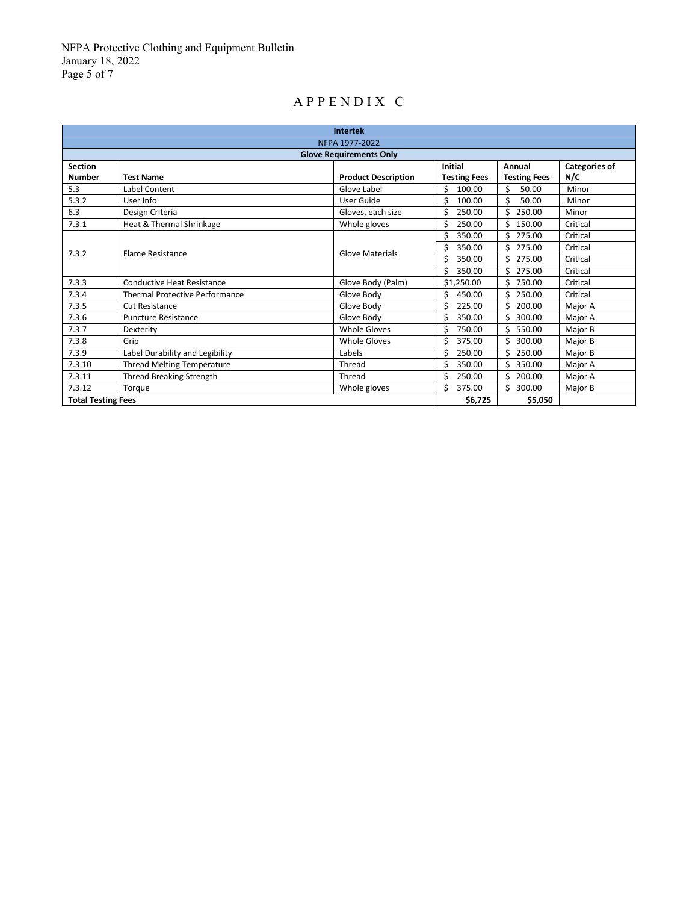# APPENDIX C

| Intertek | | | | | |
|---|---|---|---|---|---|
| NFPA 1977-2022 | | | | | |
| Glove Requirements Only | | | | | |
| **Section Number** | **Test Name** | **Product Description** | **Initial Testing Fees** | **Annual Testing Fees** | **Categories of N/C** |
| 5.3 | Label Content | Glove Label | $ 100.00 | $ 50.00 | Minor |
| 5.3.2 | User Info | User Guide | $ 100.00 | $ 50.00 | Minor |
| 6.3 | Design Criteria | Gloves, each size | $ 250.00 | $ 250.00 | Minor |
| 7.3.1 | Heat & Thermal Shrinkage | Whole gloves | $ 250.00 | $ 150.00 | Critical |
| 7.3.2 | Flame Resistance | Glove Materials | $ 350.00 | $ 275.00 | Critical |
| | | | $ 350.00 | $ 275.00 | Critical |
| | | | $ 350.00 | $ 275.00 | Critical |
| | | | $ 350.00 | $ 275.00 | Critical |
| 7.3.3 | Conductive Heat Resistance | Glove Body (Palm) | $1,250.00 | $ 750.00 | Critical |
| 7.3.4 | Thermal Protective Performance | Glove Body | $ 450.00 | $ 250.00 | Critical |
| 7.3.5 | Cut Resistance | Glove Body | $ 225.00 | $ 200.00 | Major A |
| 7.3.6 | Puncture Resistance | Glove Body | $ 350.00 | $ 300.00 | Major A |
| 7.3.7 | Dexterity | Whole Gloves | $ 750.00 | $ 550.00 | Major B |
| 7.3.8 | Grip | Whole Gloves | $ 375.00 | $ 300.00 | Major B |
| 7.3.9 | Label Durability and Legibility | Labels | $ 250.00 | $ 250.00 | Major B |
| 7.3.10 | Thread Melting Temperature | Thread | $ 350.00 | $ 350.00 | Major A |
| 7.3.11 | Thread Breaking Strength | Thread | $ 250.00 | $ 200.00 | Major A |
| 7.3.12 | Torque | Whole gloves | $ 375.00 | $ 300.00 | Major B |
| **Total Testing Fees** | | | **$6,725** | **$5,050** | |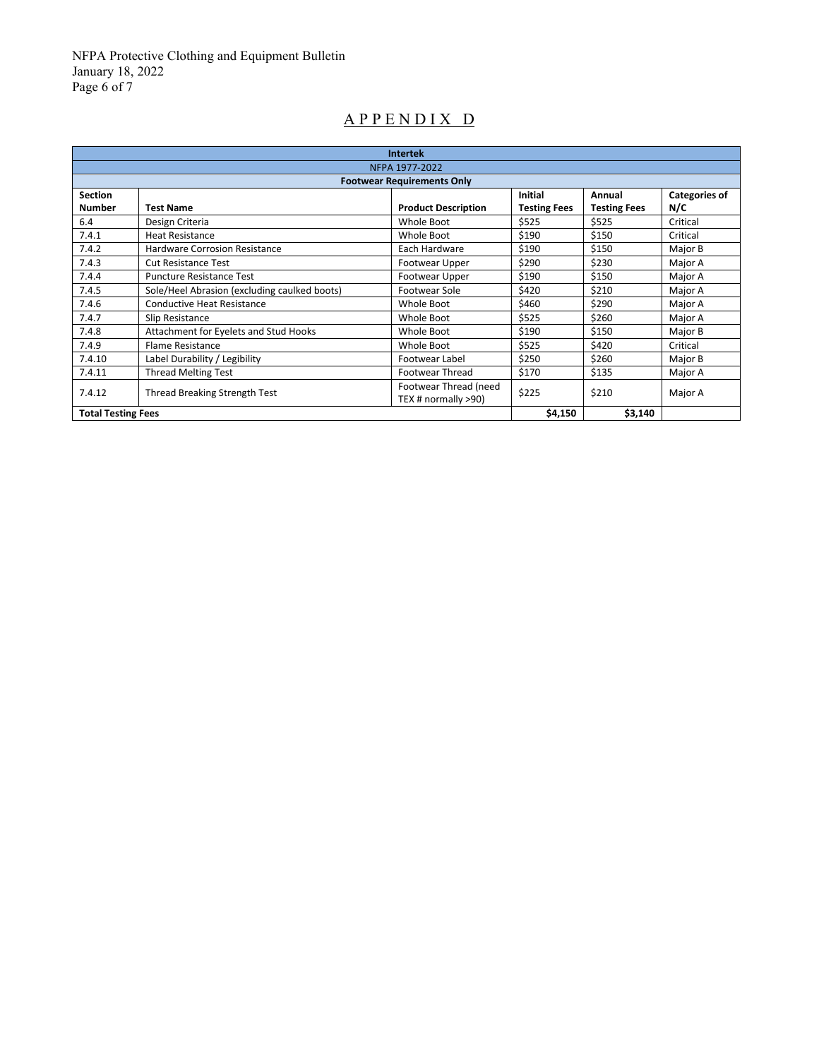# APPENDIX D

| Intertek | | | | | |
|---|---|---|---|---|---|
| NFPA 1977-2022 | | | | | |
| Footwear Requirements Only | | | | | |
| **Section Number** | **Test Name** | **Product Description** | **Initial Testing Fees** | **Annual Testing Fees** | **Categories of N/C** |
| 6.4 | Design Criteria | Whole Boot | $525 | $525 | Critical |
| 7.4.1 | Heat Resistance | Whole Boot | $190 | $150 | Critical |
| 7.4.2 | Hardware Corrosion Resistance | Each Hardware | $190 | $150 | Major B |
| 7.4.3 | Cut Resistance Test | Footwear Upper | $290 | $230 | Major A |
| 7.4.4 | Puncture Resistance Test | Footwear Upper | $190 | $150 | Major A |
| 7.4.5 | Sole/Heel Abrasion (excluding caulked boots) | Footwear Sole | $420 | $210 | Major A |
| 7.4.6 | Conductive Heat Resistance | Whole Boot | $460 | $290 | Major A |
| 7.4.7 | Slip Resistance | Whole Boot | $525 | $260 | Major A |
| 7.4.8 | Attachment for Eyelets and Stud Hooks | Whole Boot | $190 | $150 | Major B |
| 7.4.9 | Flame Resistance | Whole Boot | $525 | $420 | Critical |
| 7.4.10 | Label Durability / Legibility | Footwear Label | $250 | $260 | Major B |
| 7.4.11 | Thread Melting Test | Footwear Thread | $170 | $135 | Major A |
| 7.4.12 | Thread Breaking Strength Test | Footwear Thread (need TEX # normally >90) | $225 | $210 | Major A |
| **Total Testing Fees** | | | **$4,150** | **$3,140** | |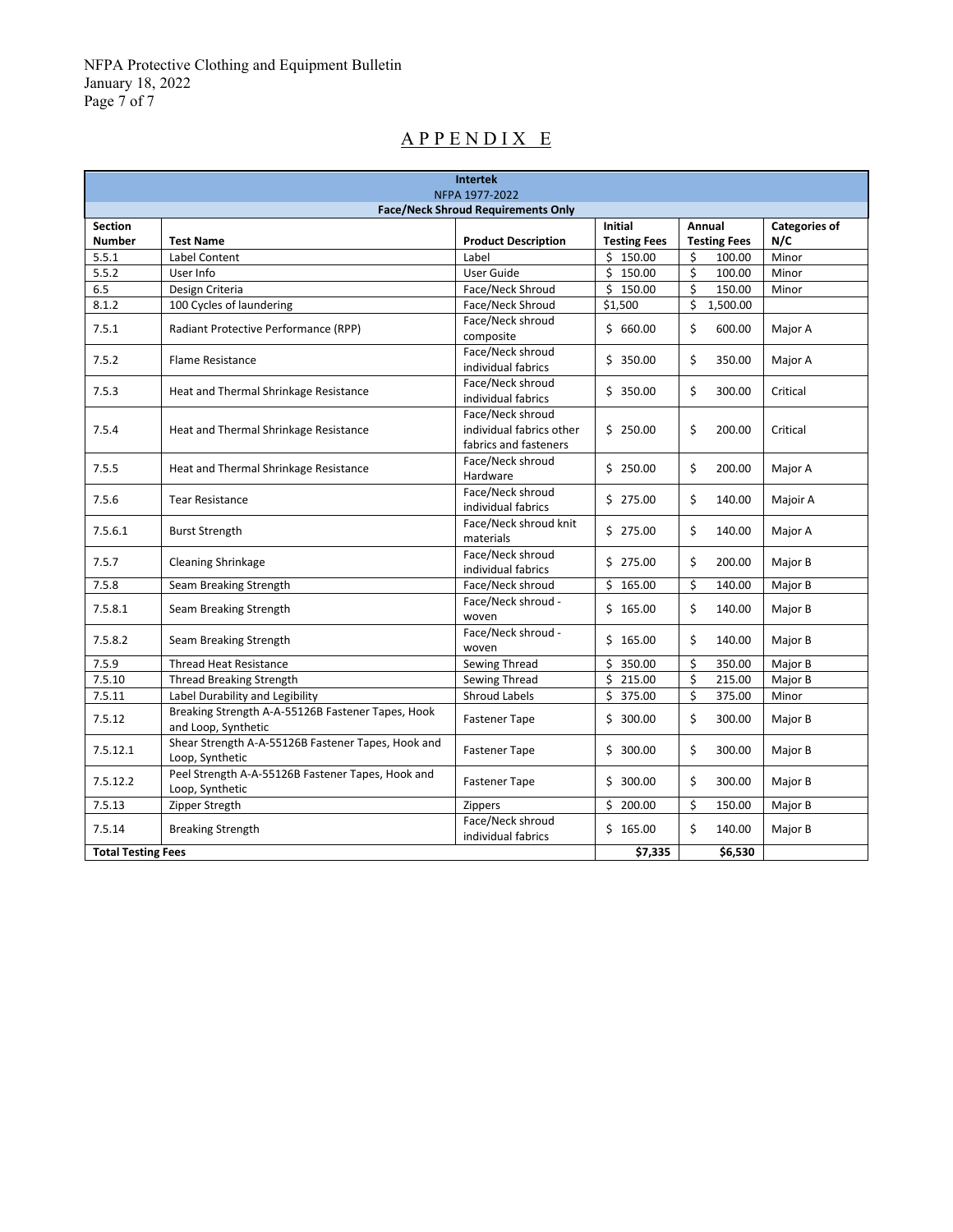# APPENDIX E

| Intertek | | | | | |
|---|---|---|---|---|---|
| NFPA 1977-2022 | | | | | |
| Face/Neck Shroud Requirements Only | | | | | |
| **Section Number** | **Test Name** | **Product Description** | **Initial Testing Fees** | **Annual Testing Fees** | **Categories of N/C** |
| 5.5.1 | Label Content | Label | $ 150.00 | $ 100.00 | Minor |
| 5.5.2 | User Info | User Guide | $ 150.00 | $ 100.00 | Minor |
| 6.5 | Design Criteria | Face/Neck Shroud | $ 150.00 | $ 150.00 | Minor |
| 8.1.2 | 100 Cycles of laundering | Face/Neck Shroud | $1,500 | $ 1,500.00 | |
| 7.5.1 | Radiant Protective Performance (RPP) | Face/Neck shroud composite | $ 660.00 | $ 600.00 | Major A |
| 7.5.2 | Flame Resistance | Face/Neck shroud individual fabrics | $ 350.00 | $ 350.00 | Major A |
| 7.5.3 | Heat and Thermal Shrinkage Resistance | Face/Neck shroud individual fabrics | $ 350.00 | $ 300.00 | Critical |
| 7.5.4 | Heat and Thermal Shrinkage Resistance | Face/Neck shroud individual fabrics other fabrics and fasteners | $ 250.00 | $ 200.00 | Critical |
| 7.5.5 | Heat and Thermal Shrinkage Resistance | Face/Neck shroud Hardware | $ 250.00 | $ 200.00 | Major A |
| 7.5.6 | Tear Resistance | Face/Neck shroud individual fabrics | $ 275.00 | $ 140.00 | Majoir A |
| 7.5.6.1 | Burst Strength | Face/Neck shroud knit materials | $ 275.00 | $ 140.00 | Major A |
| 7.5.7 | Cleaning Shrinkage | Face/Neck shroud individual fabrics | $ 275.00 | $ 200.00 | Major B |
| 7.5.8 | Seam Breaking Strength | Face/Neck shroud | $ 165.00 | $ 140.00 | Major B |
| 7.5.8.1 | Seam Breaking Strength | Face/Neck shroud - woven | $ 165.00 | $ 140.00 | Major B |
| 7.5.8.2 | Seam Breaking Strength | Face/Neck shroud - woven | $ 165.00 | $ 140.00 | Major B |
| 7.5.9 | Thread Heat Resistance | Sewing Thread | $ 350.00 | $ 350.00 | Major B |
| 7.5.10 | Thread Breaking Strength | Sewing Thread | $ 215.00 | $ 215.00 | Major B |
| 7.5.11 | Label Durability and Legibility | Shroud Labels | $ 375.00 | $ 375.00 | Minor |
| 7.5.12 | Breaking Strength A-A-55126B Fastener Tapes, Hook and Loop, Synthetic | Fastener Tape | $ 300.00 | $ 300.00 | Major B |
| 7.5.12.1 | Shear Strength A-A-55126B Fastener Tapes, Hook and Loop, Synthetic | Fastener Tape | $ 300.00 | $ 300.00 | Major B |
| 7.5.12.2 | Peel Strength A-A-55126B Fastener Tapes, Hook and Loop, Synthetic | Fastener Tape | $ 300.00 | $ 300.00 | Major B |
| 7.5.13 | Zipper Stregth | Zippers | $ 200.00 | $ 150.00 | Major B |
| 7.5.14 | Breaking Strength | Face/Neck shroud individual fabrics | $ 165.00 | $ 140.00 | Major B |
| **Total Testing Fees** | | | **$7,335** | **$6,530** | |